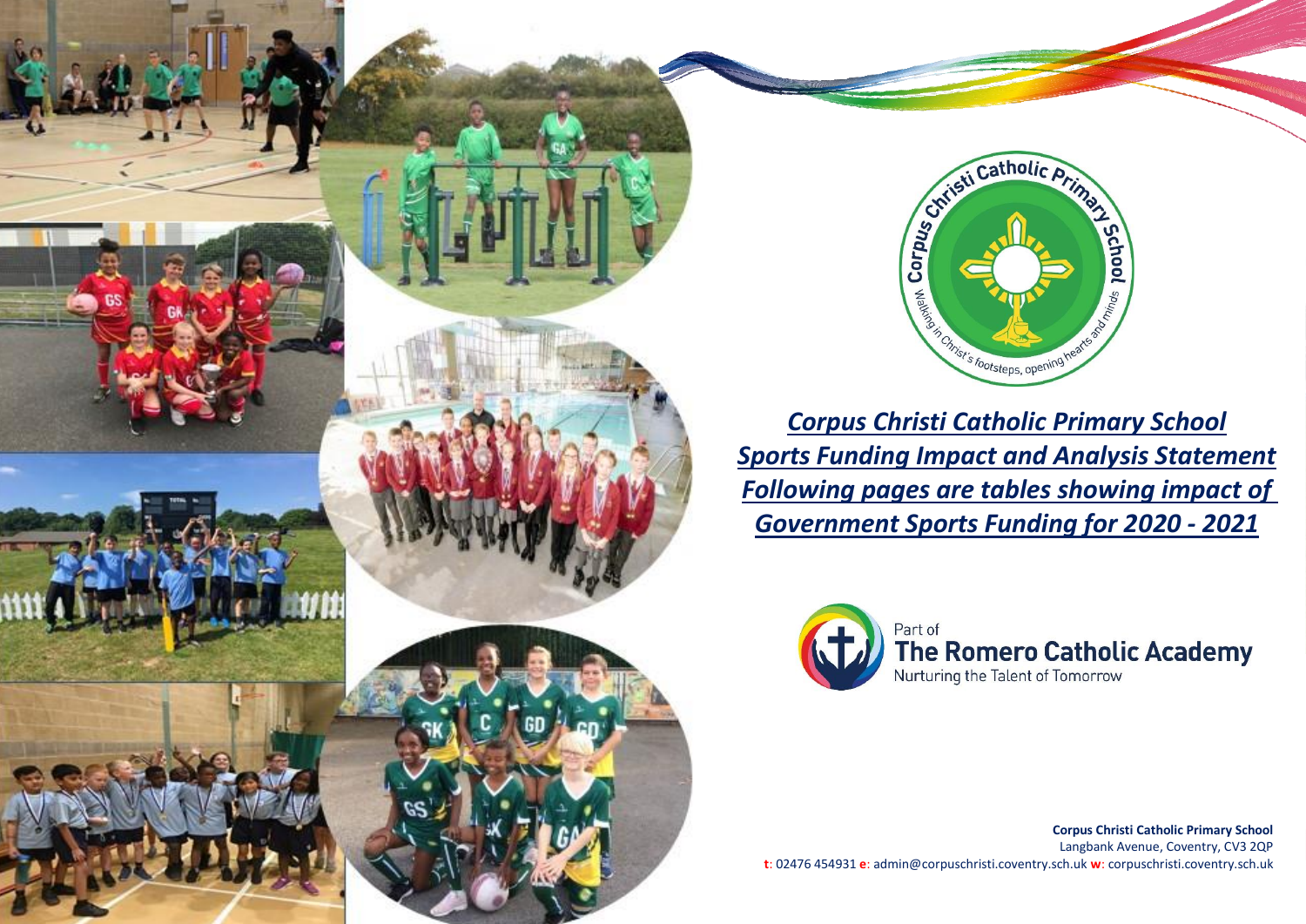# *Corpus Christi Catholic Primary School*
## *Sports Funding Impact and Analysis Statement*
## *Following pages are tables showing impact of Government Sports Funding for 2020 - 2021*

Part of
**The Romero Catholic Academy**
Nurturing the Talent of Tomorrow

**Corpus Christi Catholic Primary School**
Langbank Avenue, Coventry, CV3 2QP
**t**: 02476 454931 **e**: admin@corpuschristi.coventry.sch.uk **w**: corpuschristi.coventry.sch.uk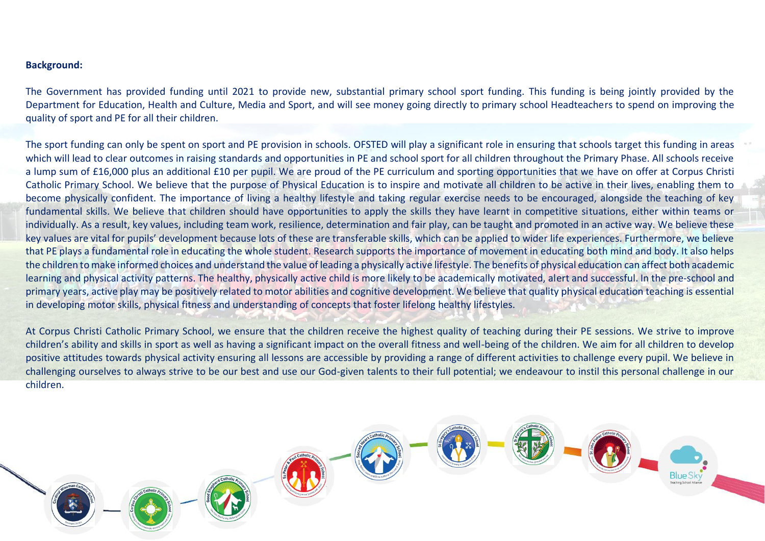**Background:**

The Government has provided funding until 2021 to provide new, substantial primary school sport funding. This funding is being jointly provided by the Department for Education, Health and Culture, Media and Sport, and will see money going directly to primary school Headteachers to spend on improving the quality of sport and PE for all their children.

The sport funding can only be spent on sport and PE provision in schools. OFSTED will play a significant role in ensuring that schools target this funding in areas which will lead to clear outcomes in raising standards and opportunities in PE and school sport for all children throughout the Primary Phase. All schools receive a lump sum of £16,000 plus an additional £10 per pupil. We are proud of the PE curriculum and sporting opportunities that we have on offer at Corpus Christi Catholic Primary School. We believe that the purpose of Physical Education is to inspire and motivate all children to be active in their lives, enabling them to become physically confident. The importance of living a healthy lifestyle and taking regular exercise needs to be encouraged, alongside the teaching of key fundamental skills. We believe that children should have opportunities to apply the skills they have learnt in competitive situations, either within teams or individually. As a result, key values, including team work, resilience, determination and fair play, can be taught and promoted in an active way. We believe these key values are vital for pupils' development because lots of these are transferable skills, which can be applied to wider life experiences. Furthermore, we believe that PE plays a fundamental role in educating the whole student. Research supports the importance of movement in educating both mind and body. It also helps the children to make informed choices and understand the value of leading a physically active lifestyle. The benefits of physical education can affect both academic learning and physical activity patterns. The healthy, physically active child is more likely to be academically motivated, alert and successful. In the pre-school and primary years, active play may be positively related to motor abilities and cognitive development. We believe that quality physical education teaching is essential in developing motor skills, physical fitness and understanding of concepts that foster lifelong healthy lifestyles.

At Corpus Christi Catholic Primary School, we ensure that the children receive the highest quality of teaching during their PE sessions. We strive to improve children's ability and skills in sport as well as having a significant impact on the overall fitness and well-being of the children. We aim for all children to develop positive attitudes towards physical activity ensuring all lessons are accessible by providing a range of different activities to challenge every pupil. We believe in challenging ourselves to always strive to be our best and use our God-given talents to their full potential; we endeavour to instil this personal challenge in our children.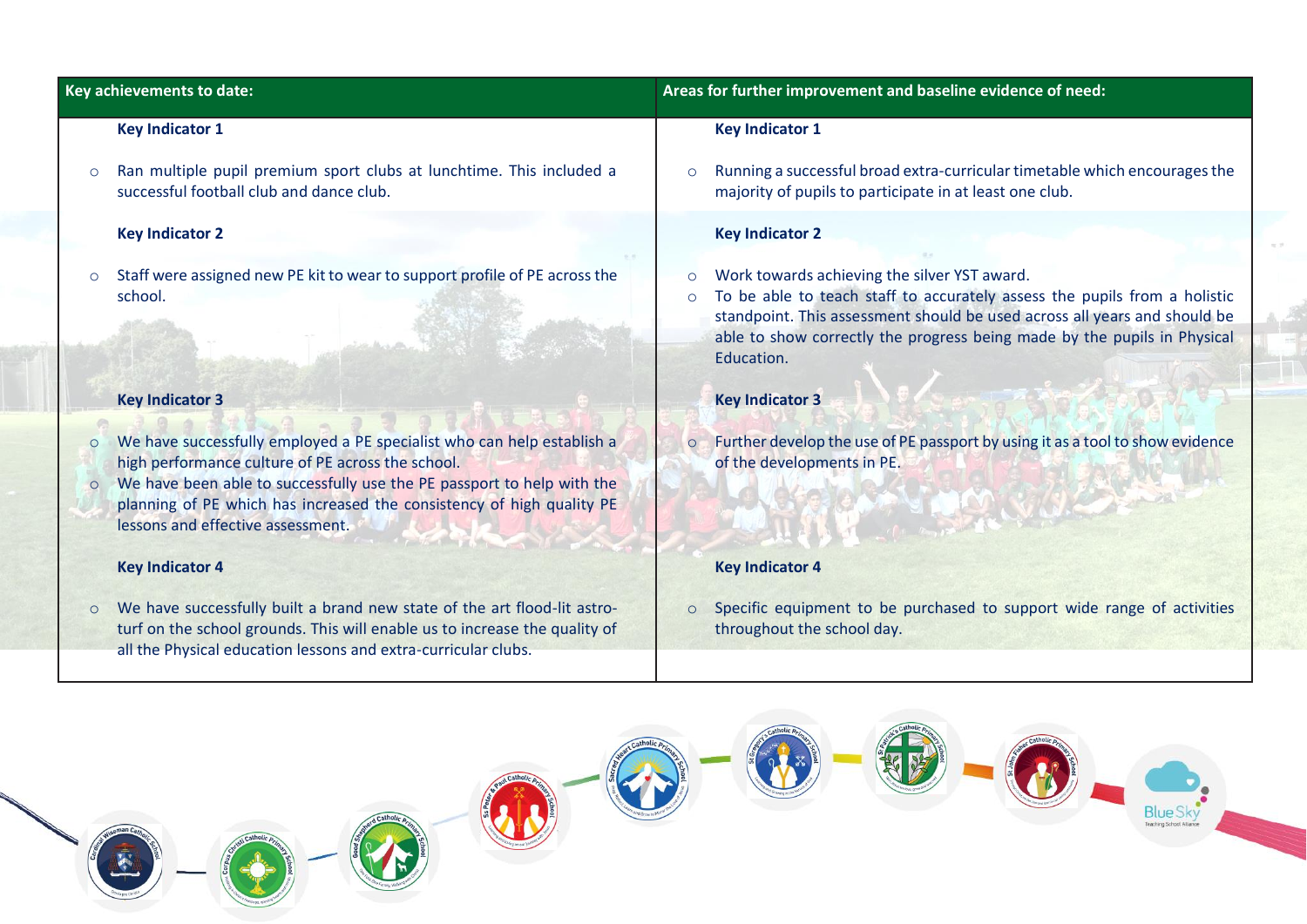| Key achievements to date: | Areas for further improvement and baseline evidence of need: |
|---|---|
| **Key Indicator 1**<br><br>○ Ran multiple pupil premium sport clubs at lunchtime. This included a successful football club and dance club. | **Key Indicator 1**<br><br>○ Running a successful broad extra-curricular timetable which encourages the majority of pupils to participate in at least one club. |
| **Key Indicator 2**<br><br>○ Staff were assigned new PE kit to wear to support profile of PE across the school. | **Key Indicator 2**<br><br>○ Work towards achieving the silver YST award.<br>○ To be able to teach staff to accurately assess the pupils from a holistic standpoint. This assessment should be used across all years and should be able to show correctly the progress being made by the pupils in Physical Education. |
| **Key Indicator 3**<br><br>○ We have successfully employed a PE specialist who can help establish a high performance culture of PE across the school.<br>○ We have been able to successfully use the PE passport to help with the planning of PE which has increased the consistency of high quality PE lessons and effective assessment. | **Key Indicator 3**<br><br>○ Further develop the use of PE passport by using it as a tool to show evidence of the developments in PE. |
| **Key Indicator 4**<br><br>○ We have successfully built a brand new state of the art flood-lit astro-turf on the school grounds. This will enable us to increase the quality of all the Physical education lessons and extra-curricular clubs. | **Key Indicator 4**<br><br>○ Specific equipment to be purchased to support wide range of activities throughout the school day. |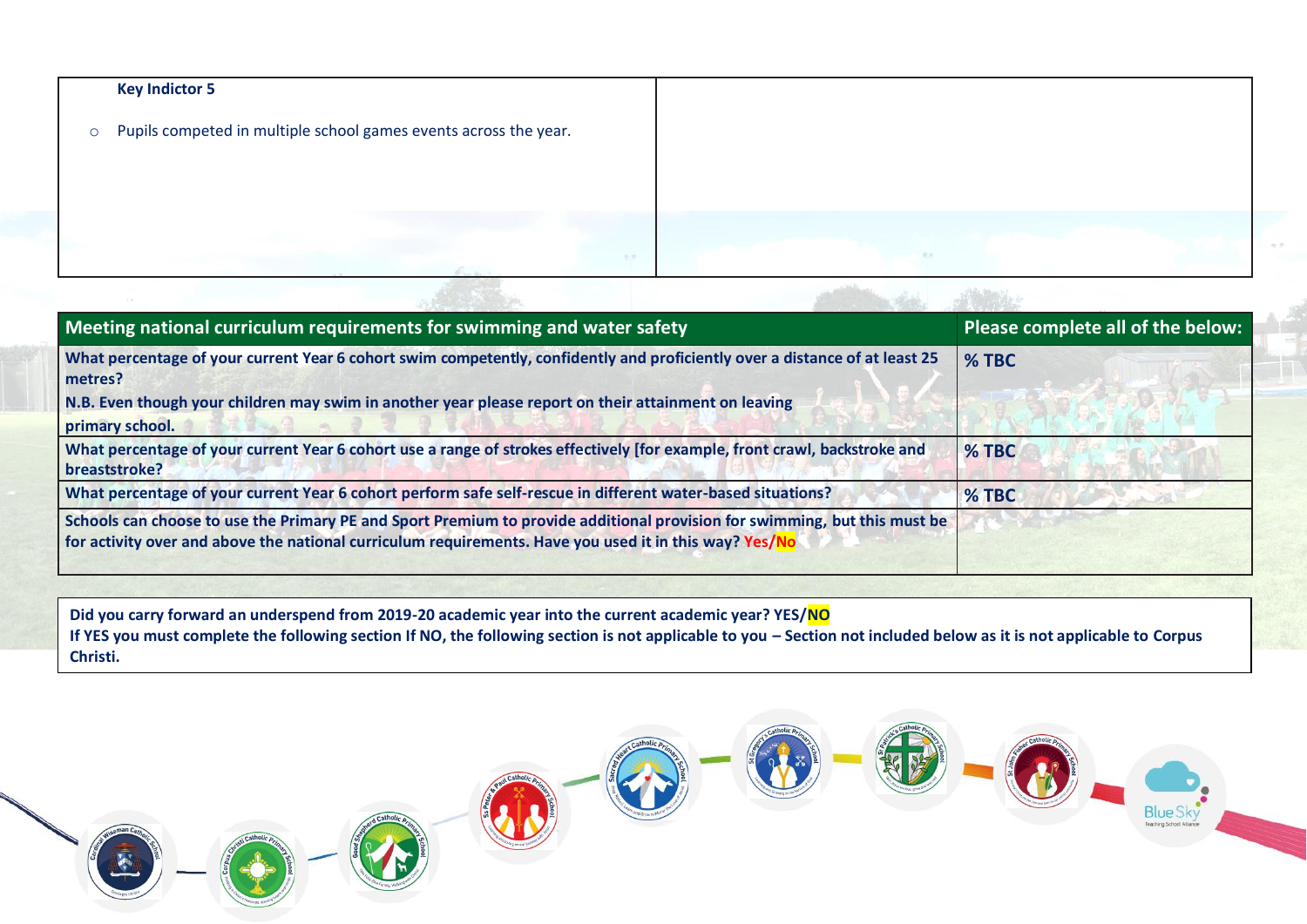| **Key Indictor 5**<br><br>- Pupils competed in multiple school games events across the year. | |
|---|---|

| **Meeting national curriculum requirements for swimming and water safety** | **Please complete all of the below:** |
|---|---|
| **What percentage of your current Year 6 cohort swim competently, confidently and proficiently over a distance of at least 25 metres?**<br>**N.B. Even though your children may swim in another year please report on their attainment on leaving primary school.** | **% TBC** |
| **What percentage of your current Year 6 cohort use a range of strokes effectively [for example, front crawl, backstroke and breaststroke?** | **% TBC** |
| **What percentage of your current Year 6 cohort perform safe self-rescue in different water-based situations?** | **% TBC** |
| **Schools can choose to use the Primary PE and Sport Premium to provide additional provision for swimming, but this must be for activity over and above the national curriculum requirements. Have you used it in this way? Yes/No** | |

**Did you carry forward an underspend from 2019-20 academic year into the current academic year? YES/NO**
**If YES you must complete the following section If NO, the following section is not applicable to you – Section not included below as it is not applicable to Corpus Christi.**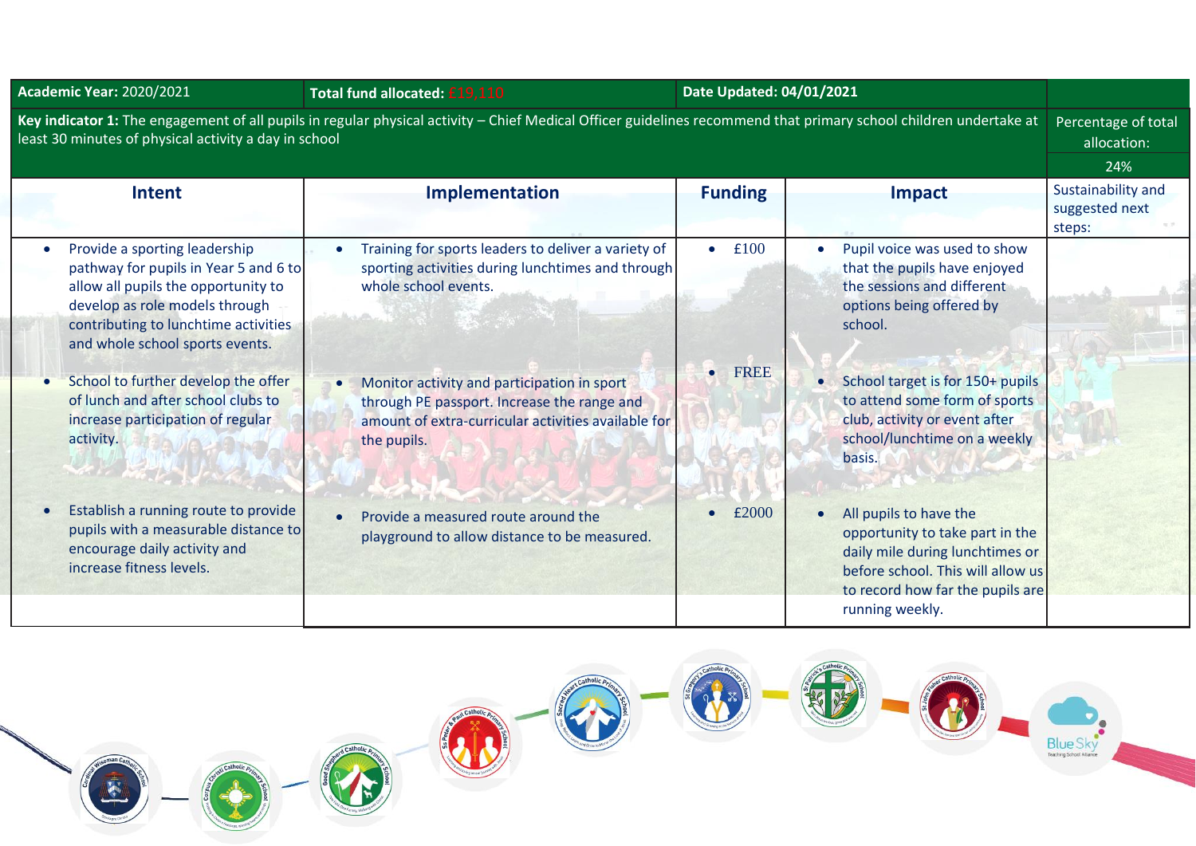| **Academic Year:** 2020/2021 | **Total fund allocated:** £19,110 | **Date Updated: 04/01/2021** | | |
|---|---|---|---|---|
| **Key indicator 1:** The engagement of all pupils in regular physical activity – Chief Medical Officer guidelines recommend that primary school children undertake at least 30 minutes of physical activity a day in school | | | | Percentage of total allocation: 24% |
| **Intent** | **Implementation** | **Funding** | **Impact** | Sustainability and suggested next steps: |
| • Provide a sporting leadership pathway for pupils in Year 5 and 6 to allow all pupils the opportunity to develop as role models through contributing to lunchtime activities and whole school sports events. | • Training for sports leaders to deliver a variety of sporting activities during lunchtimes and through whole school events. | • £100 | • Pupil voice was used to show that the pupils have enjoyed the sessions and different options being offered by school. | |
| • School to further develop the offer of lunch and after school clubs to increase participation of regular activity. | • Monitor activity and participation in sport through PE passport. Increase the range and amount of extra-curricular activities available for the pupils. | • FREE | • School target is for 150+ pupils to attend some form of sports club, activity or event after school/lunchtime on a weekly basis. | |
| • Establish a running route to provide pupils with a measurable distance to encourage daily activity and increase fitness levels. | • Provide a measured route around the playground to allow distance to be measured. | • £2000 | • All pupils to have the opportunity to take part in the daily mile during lunchtimes or before school. This will allow us to record how far the pupils are running weekly. | |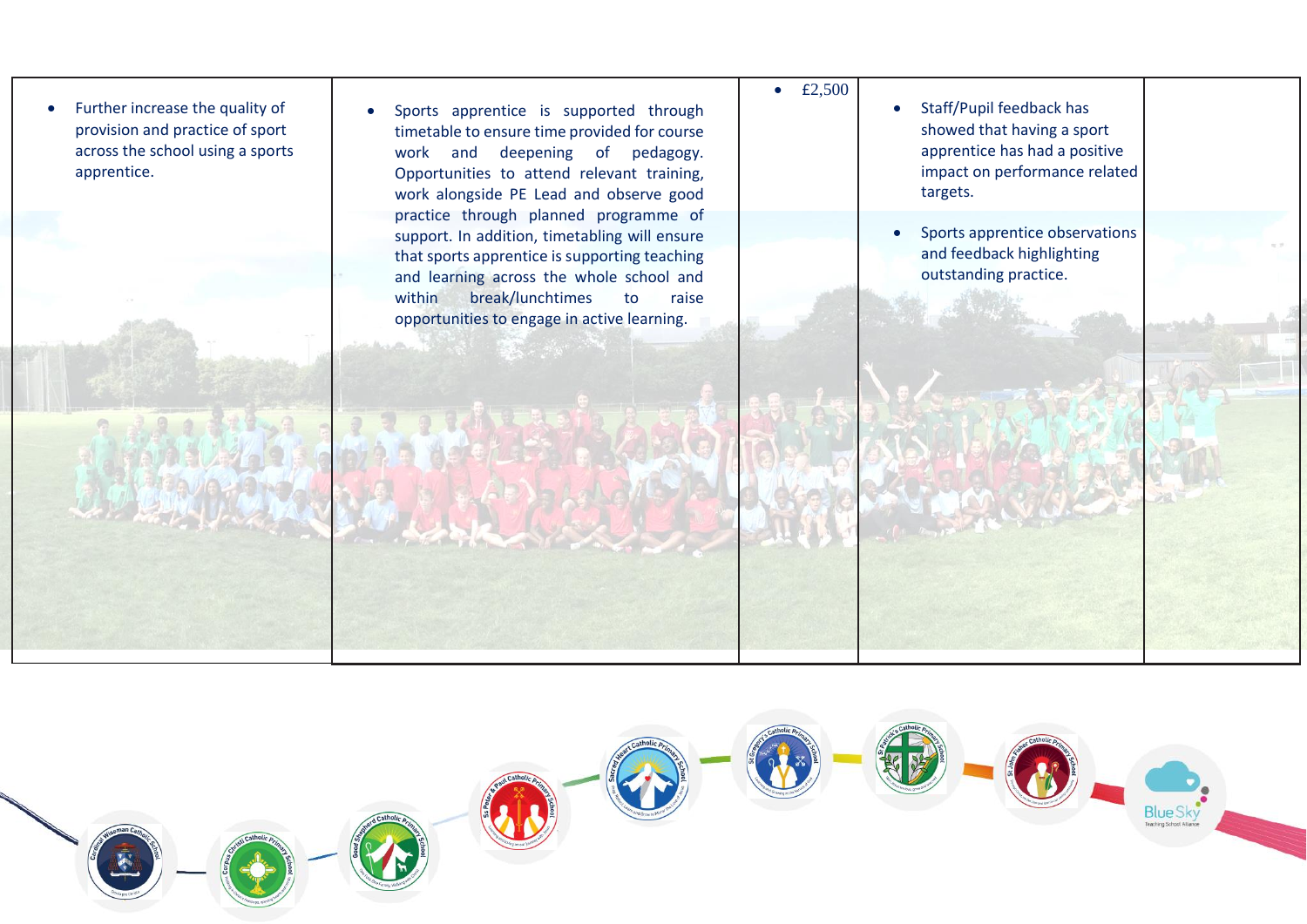| | | | | |
|---|---|---|---|---|
| • Further increase the quality of provision and practice of sport across the school using a sports apprentice. | • Sports apprentice is supported through timetable to ensure time provided for course work and deepening of pedagogy. Opportunities to attend relevant training, work alongside PE Lead and observe good practice through planned programme of support. In addition, timetabling will ensure that sports apprentice is supporting teaching and learning across the whole school and within break/lunchtimes to raise opportunities to engage in active learning. | • £2,500 | • Staff/Pupil feedback has showed that having a sport apprentice has had a positive impact on performance related targets.<br>• Sports apprentice observations and feedback highlighting outstanding practice. | |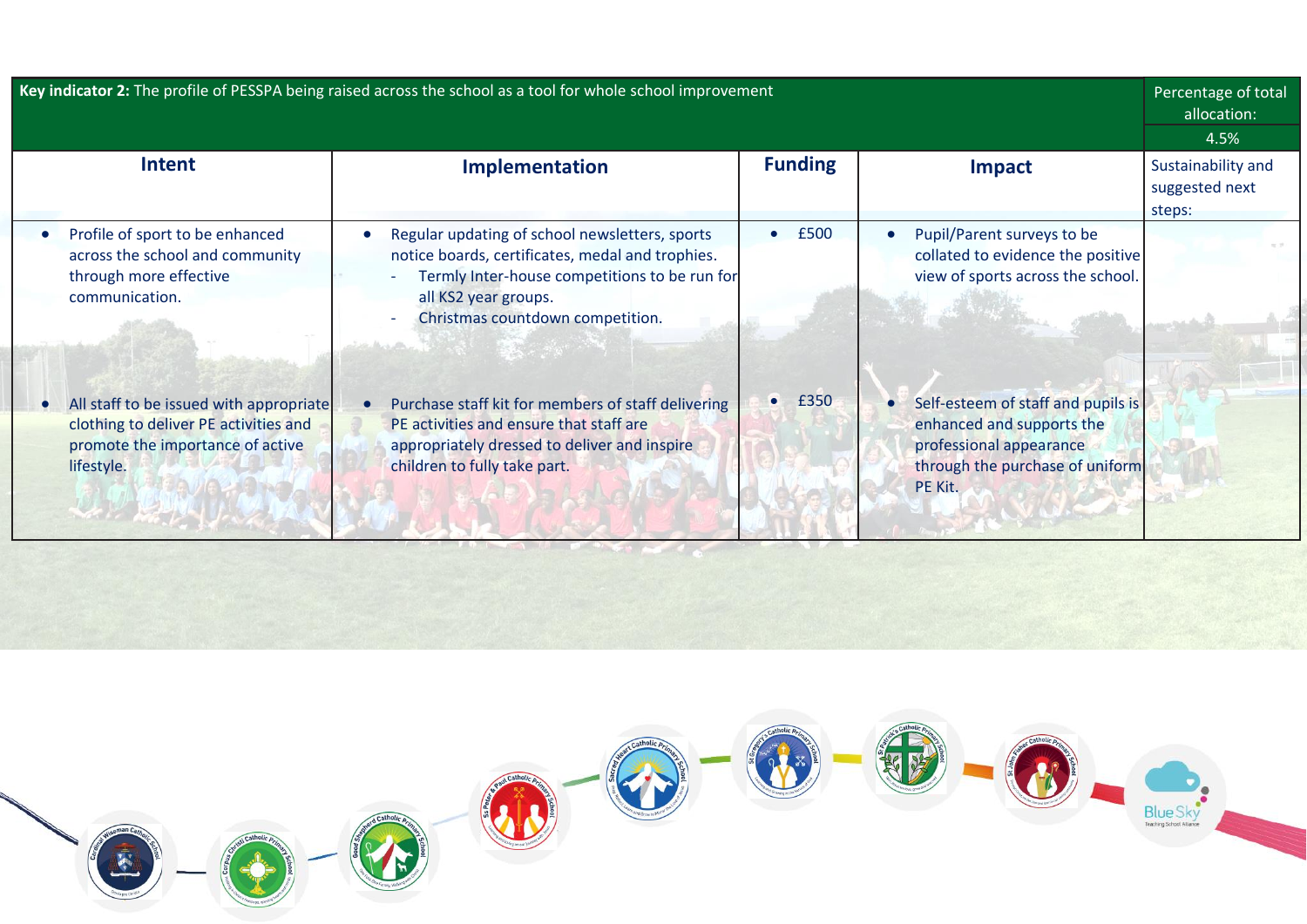| **Key indicator 2:** The profile of PESSPA being raised across the school as a tool for whole school improvement | | | | Percentage of total allocation: 4.5% |
|---|---|---|---|---|
| **Intent** | **Implementation** | **Funding** | **Impact** | Sustainability and suggested next steps: |
| • Profile of sport to be enhanced across the school and community through more effective communication. | • Regular updating of school newsletters, sports notice boards, certificates, medal and trophies.<br>- Termly Inter-house competitions to be run for all KS2 year groups.<br>- Christmas countdown competition. | • £500 | • Pupil/Parent surveys to be collated to evidence the positive view of sports across the school. | |
| • All staff to be issued with appropriate clothing to deliver PE activities and promote the importance of active lifestyle. | • Purchase staff kit for members of staff delivering PE activities and ensure that staff are appropriately dressed to deliver and inspire children to fully take part. | • £350 | • Self-esteem of staff and pupils is enhanced and supports the professional appearance through the purchase of uniform PE Kit. | |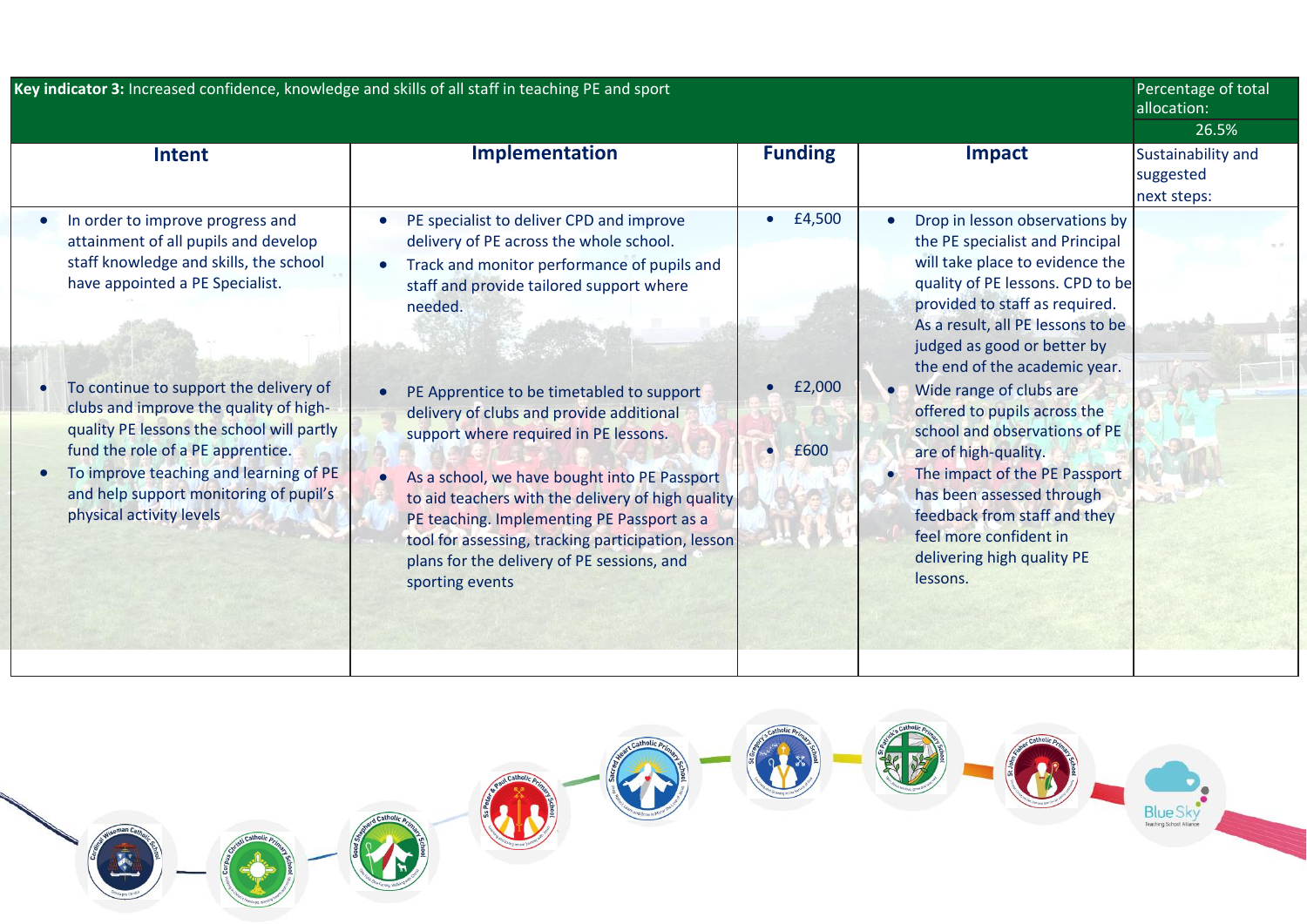| **Key indicator 3:** Increased confidence, knowledge and skills of all staff in teaching PE and sport | | | | Percentage of total allocation: 26.5% |
|---|---|---|---|---|
| **Intent** | **Implementation** | **Funding** | **Impact** | Sustainability and suggested next steps: |
| • In order to improve progress and attainment of all pupils and develop staff knowledge and skills, the school have appointed a PE Specialist.<br><br>• To continue to support the delivery of clubs and improve the quality of high-quality PE lessons the school will partly fund the role of a PE apprentice.<br>• To improve teaching and learning of PE and help support monitoring of pupil's physical activity levels | • PE specialist to deliver CPD and improve delivery of PE across the whole school.<br>• Track and monitor performance of pupils and staff and provide tailored support where needed.<br><br>• PE Apprentice to be timetabled to support delivery of clubs and provide additional support where required in PE lessons.<br>• As a school, we have bought into PE Passport to aid teachers with the delivery of high quality PE teaching. Implementing PE Passport as a tool for assessing, tracking participation, lesson plans for the delivery of PE sessions, and sporting events | • £4,500<br><br>• £2,000<br><br>• £600 | • Drop in lesson observations by the PE specialist and Principal will take place to evidence the quality of PE lessons. CPD to be provided to staff as required. As a result, all PE lessons to be judged as good or better by the end of the academic year.<br>• Wide range of clubs are offered to pupils across the school and observations of PE are of high-quality.<br>• The impact of the PE Passport has been assessed through feedback from staff and they feel more confident in delivering high quality PE lessons. | |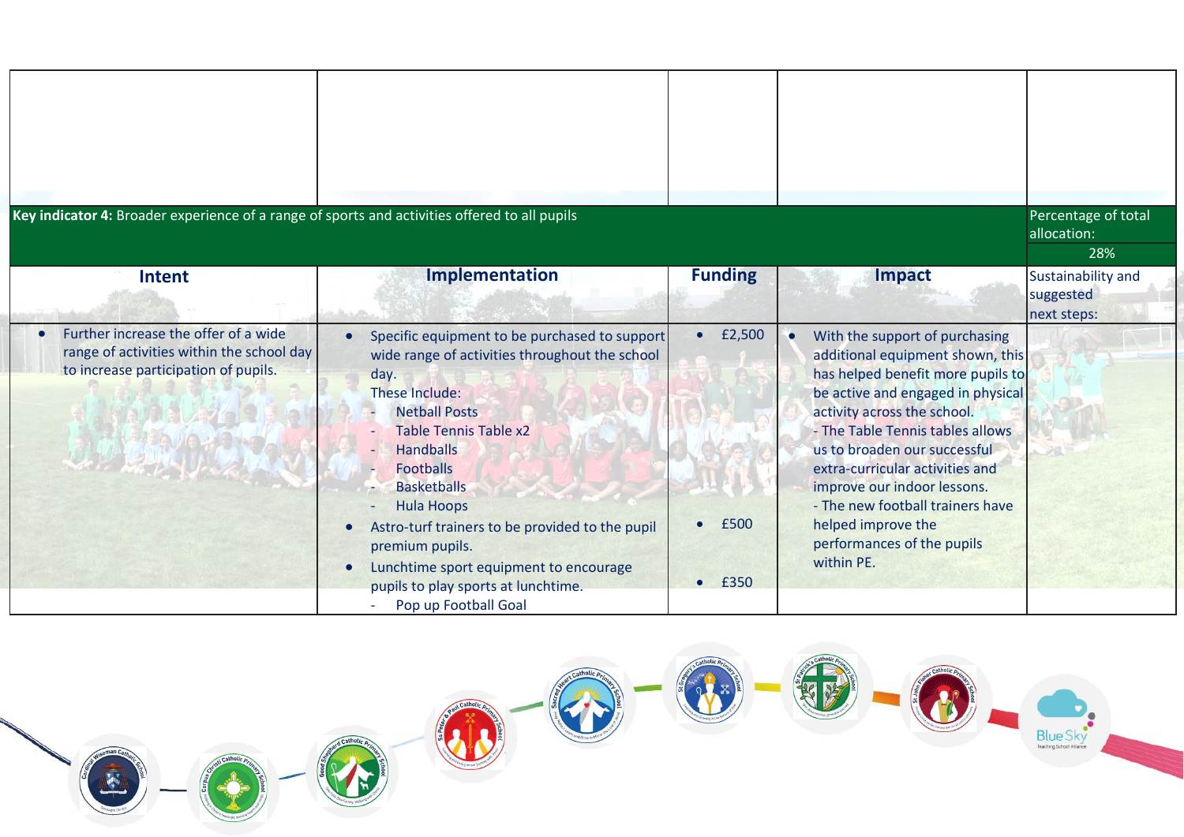| Key indicator 4: Broader experience of a range of sports and activities offered to all pupils | | | | Percentage of total allocation: |
|---|---|---|---|---|
| | | | | 28% |
| **Intent** | **Implementation** | **Funding** | **Impact** | Sustainability and suggested next steps: |
| • Further increase the offer of a wide range of activities within the school day to increase participation of pupils. | • Specific equipment to be purchased to support wide range of activities throughout the school day.<br>These Include:<br>- Netball Posts<br>- Table Tennis Table x2<br>- Handballs<br>- Footballs<br>- Basketballs<br>- Hula Hoops<br>• Astro-turf trainers to be provided to the pupil premium pupils.<br>• Lunchtime sport equipment to encourage pupils to play sports at lunchtime.<br>- Pop up Football Goal | • £2,500<br><br><br><br><br><br><br><br><br>• £500<br><br><br>• £350 | • With the support of purchasing additional equipment shown, this has helped benefit more pupils to be active and engaged in physical activity across the school.<br>- The Table Tennis tables allows us to broaden our successful extra-curricular activities and improve our indoor lessons.<br>- The new football trainers have helped improve the performances of the pupils within PE. | |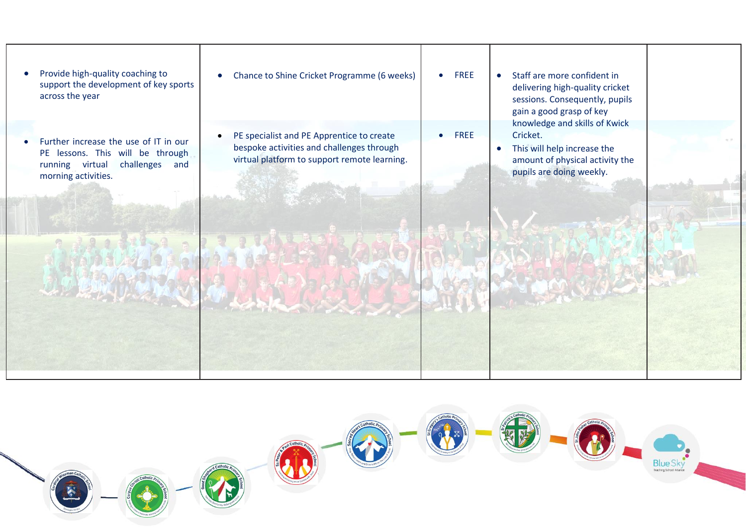| | | | | |
|---|---|---|---|---|
| • Provide high-quality coaching to support the development of key sports across the year<br><br>• Further increase the use of IT in our PE lessons. This will be through running virtual challenges and morning activities. | • Chance to Shine Cricket Programme (6 weeks)<br><br>• PE specialist and PE Apprentice to create bespoke activities and challenges through virtual platform to support remote learning. | • FREE<br><br>• FREE | • Staff are more confident in delivering high-quality cricket sessions. Consequently, pupils gain a good grasp of key knowledge and skills of Kwick Cricket.<br>• This will help increase the amount of physical activity the pupils are doing weekly. | |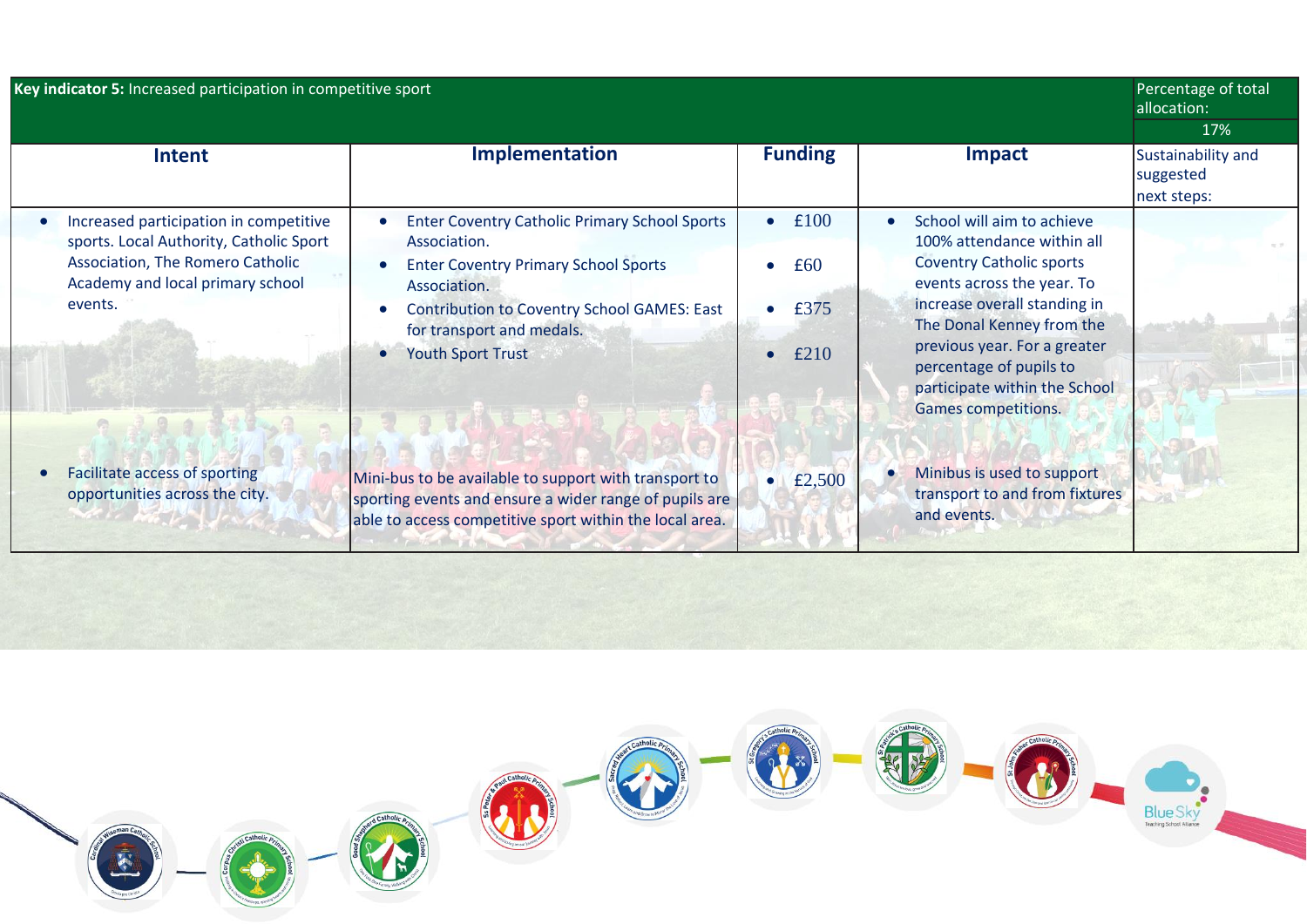| Key indicator 5: Increased participation in competitive sport | | | | Percentage of total allocation: 17% |
|---|---|---|---|---|
| **Intent** | **Implementation** | **Funding** | **Impact** | Sustainability and suggested next steps: |
| • Increased participation in competitive sports. Local Authority, Catholic Sport Association, The Romero Catholic Academy and local primary school events. | • Enter Coventry Catholic Primary School Sports Association.<br>• Enter Coventry Primary School Sports Association.<br>• Contribution to Coventry School GAMES: East for transport and medals.<br>• Youth Sport Trust | • £100<br>• £60<br>• £375<br>• £210 | • School will aim to achieve 100% attendance within all Coventry Catholic sports events across the year. To increase overall standing in The Donal Kenney from the previous year. For a greater percentage of pupils to participate within the School Games competitions. | |
| • Facilitate access of sporting opportunities across the city. | Mini-bus to be available to support with transport to sporting events and ensure a wider range of pupils are able to access competitive sport within the local area. | • £2,500 | • Minibus is used to support transport to and from fixtures and events. | |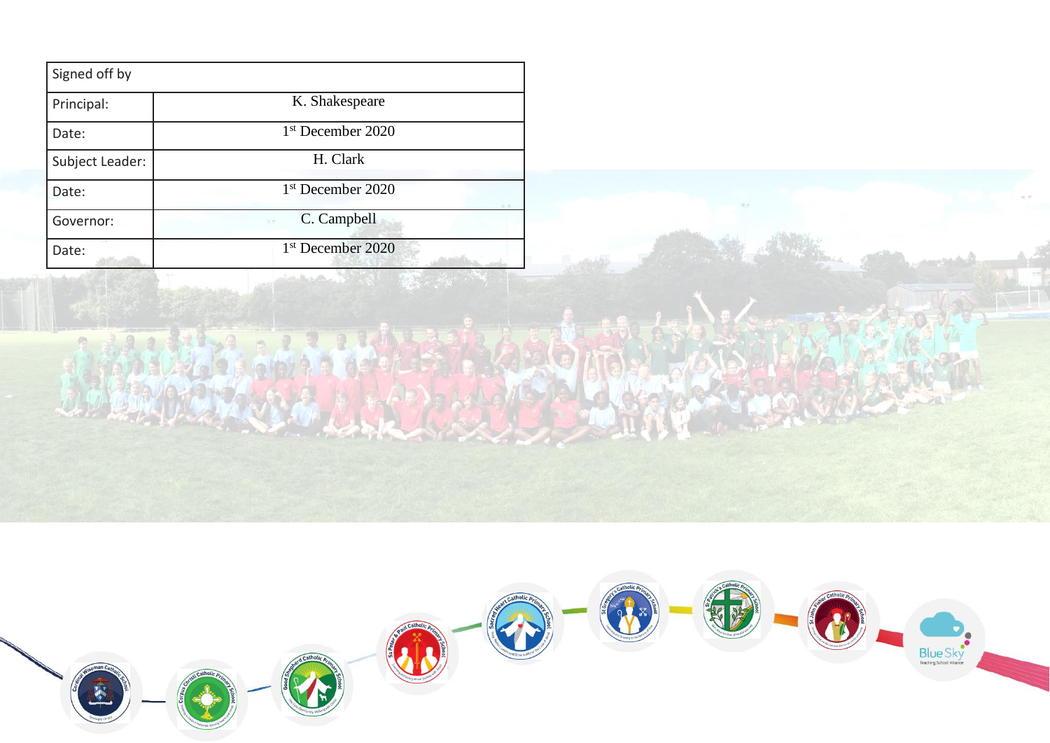| Signed off by | |
| --- | --- |
| Principal: | K. Shakespeare |
| Date: | 1st December 2020 |
| Subject Leader: | H. Clark |
| Date: | 1st December 2020 |
| Governor: | C. Campbell |
| Date: | 1st December 2020 |